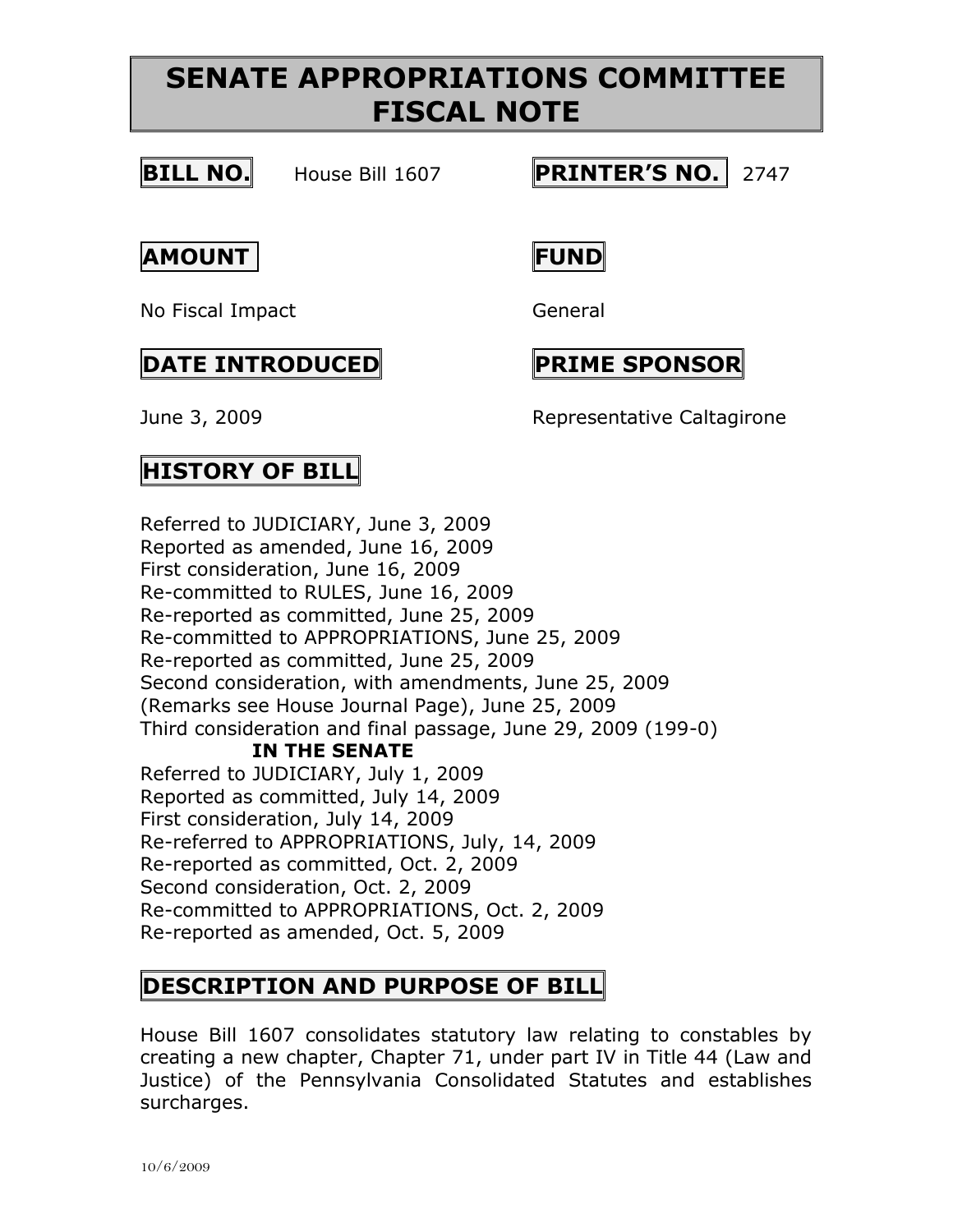# SENATE APPROPRIATIONS COMMITTEE FISCAL NOTE

**BILL NO.** House Bill 1607

**PRINTER'S NO.** 2747

**AMOUNT**

No Fiscal Impact

**FUND**

General

**DATE INTRODUCED**

June 3, 2009

**PRIME SPONSOR**

Representative Caltagirone

## HISTORY OF BILL

Referred to JUDICIARY, June 3, 2009
Reported as amended, June 16, 2009
First consideration, June 16, 2009
Re-committed to RULES, June 16, 2009
Re-reported as committed, June 25, 2009
Re-committed to APPROPRIATIONS, June 25, 2009
Re-reported as committed, June 25, 2009
Second consideration, with amendments, June 25, 2009
(Remarks see House Journal Page), June 25, 2009
Third consideration and final passage, June 29, 2009 (199-0)

**IN THE SENATE**

Referred to JUDICIARY, July 1, 2009
Reported as committed, July 14, 2009
First consideration, July 14, 2009
Re-referred to APPROPRIATIONS, July, 14, 2009
Re-reported as committed, Oct. 2, 2009
Second consideration, Oct. 2, 2009
Re-committed to APPROPRIATIONS, Oct. 2, 2009
Re-reported as amended, Oct. 5, 2009

## DESCRIPTION AND PURPOSE OF BILL

House Bill 1607 consolidates statutory law relating to constables by creating a new chapter, Chapter 71, under part IV in Title 44 (Law and Justice) of the Pennsylvania Consolidated Statutes and establishes surcharges.

10/6/2009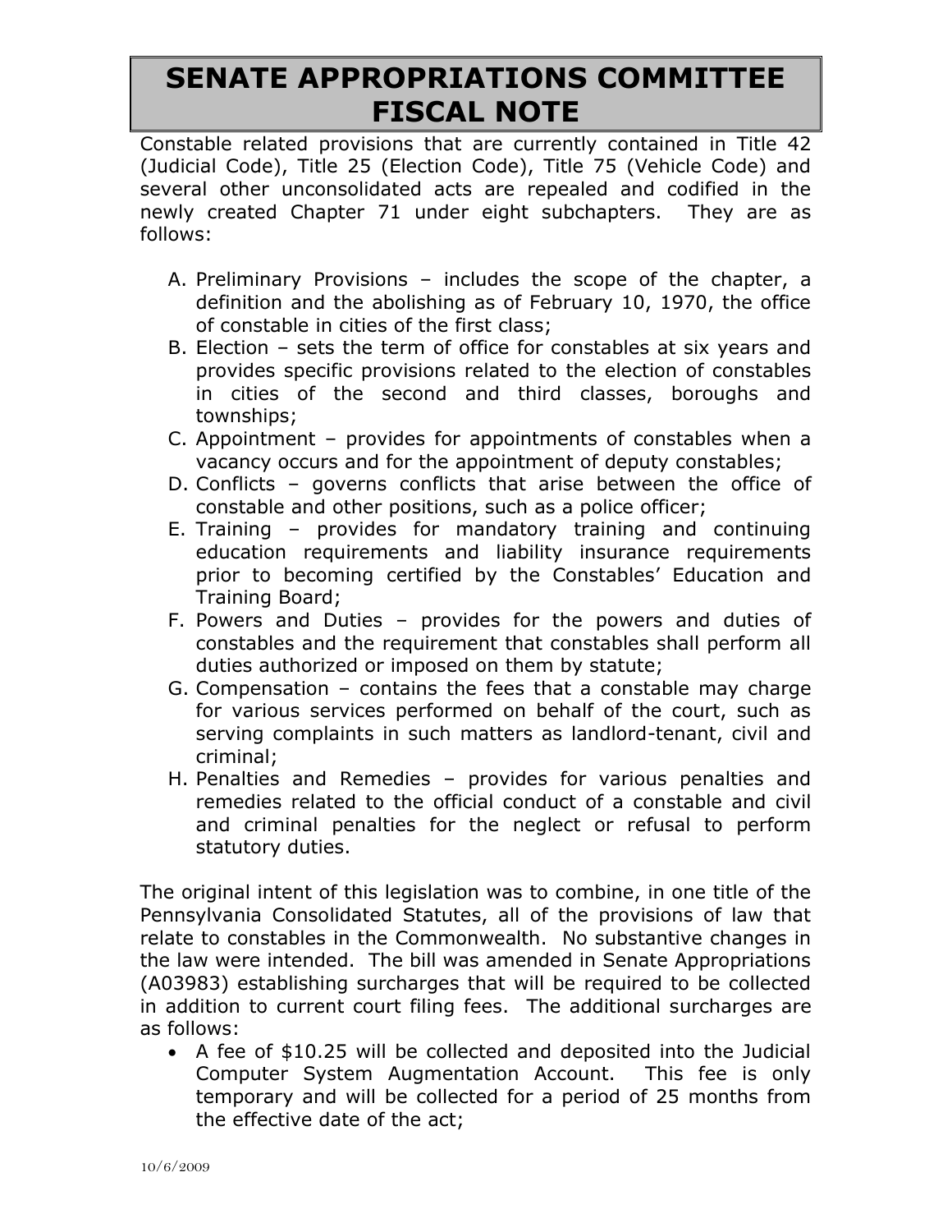# SENATE APPROPRIATIONS COMMITTEE FISCAL NOTE

Constable related provisions that are currently contained in Title 42 (Judicial Code), Title 25 (Election Code), Title 75 (Vehicle Code) and several other unconsolidated acts are repealed and codified in the newly created Chapter 71 under eight subchapters. They are as follows:

A. Preliminary Provisions – includes the scope of the chapter, a definition and the abolishing as of February 10, 1970, the office of constable in cities of the first class;
B. Election – sets the term of office for constables at six years and provides specific provisions related to the election of constables in cities of the second and third classes, boroughs and townships;
C. Appointment – provides for appointments of constables when a vacancy occurs and for the appointment of deputy constables;
D. Conflicts – governs conflicts that arise between the office of constable and other positions, such as a police officer;
E. Training – provides for mandatory training and continuing education requirements and liability insurance requirements prior to becoming certified by the Constables' Education and Training Board;
F. Powers and Duties – provides for the powers and duties of constables and the requirement that constables shall perform all duties authorized or imposed on them by statute;
G. Compensation – contains the fees that a constable may charge for various services performed on behalf of the court, such as serving complaints in such matters as landlord-tenant, civil and criminal;
H. Penalties and Remedies – provides for various penalties and remedies related to the official conduct of a constable and civil and criminal penalties for the neglect or refusal to perform statutory duties.

The original intent of this legislation was to combine, in one title of the Pennsylvania Consolidated Statutes, all of the provisions of law that relate to constables in the Commonwealth. No substantive changes in the law were intended. The bill was amended in Senate Appropriations (A03983) establishing surcharges that will be required to be collected in addition to current court filing fees. The additional surcharges are as follows:

- A fee of $10.25 will be collected and deposited into the Judicial Computer System Augmentation Account. This fee is only temporary and will be collected for a period of 25 months from the effective date of the act;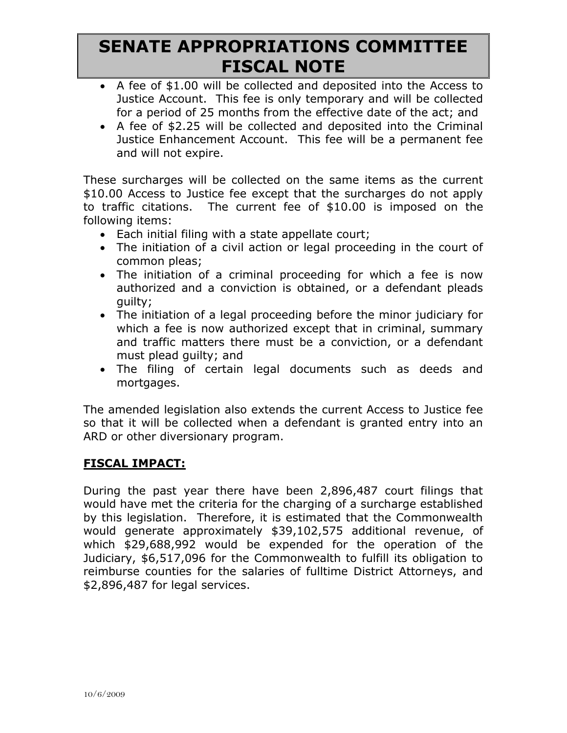- A fee of $1.00 will be collected and deposited into the Access to Justice Account. This fee is only temporary and will be collected for a period of 25 months from the effective date of the act; and
- A fee of $2.25 will be collected and deposited into the Criminal Justice Enhancement Account. This fee will be a permanent fee and will not expire.

These surcharges will be collected on the same items as the current $10.00 Access to Justice fee except that the surcharges do not apply to traffic citations. The current fee of $10.00 is imposed on the following items:

- Each initial filing with a state appellate court;
- The initiation of a civil action or legal proceeding in the court of common pleas;
- The initiation of a criminal proceeding for which a fee is now authorized and a conviction is obtained, or a defendant pleads guilty;
- The initiation of a legal proceeding before the minor judiciary for which a fee is now authorized except that in criminal, summary and traffic matters there must be a conviction, or a defendant must plead guilty; and
- The filing of certain legal documents such as deeds and mortgages.

The amended legislation also extends the current Access to Justice fee so that it will be collected when a defendant is granted entry into an ARD or other diversionary program.

## FISCAL IMPACT:

During the past year there have been 2,896,487 court filings that would have met the criteria for the charging of a surcharge established by this legislation. Therefore, it is estimated that the Commonwealth would generate approximately $39,102,575 additional revenue, of which $29,688,992 would be expended for the operation of the Judiciary, $6,517,096 for the Commonwealth to fulfill its obligation to reimburse counties for the salaries of fulltime District Attorneys, and $2,896,487 for legal services.